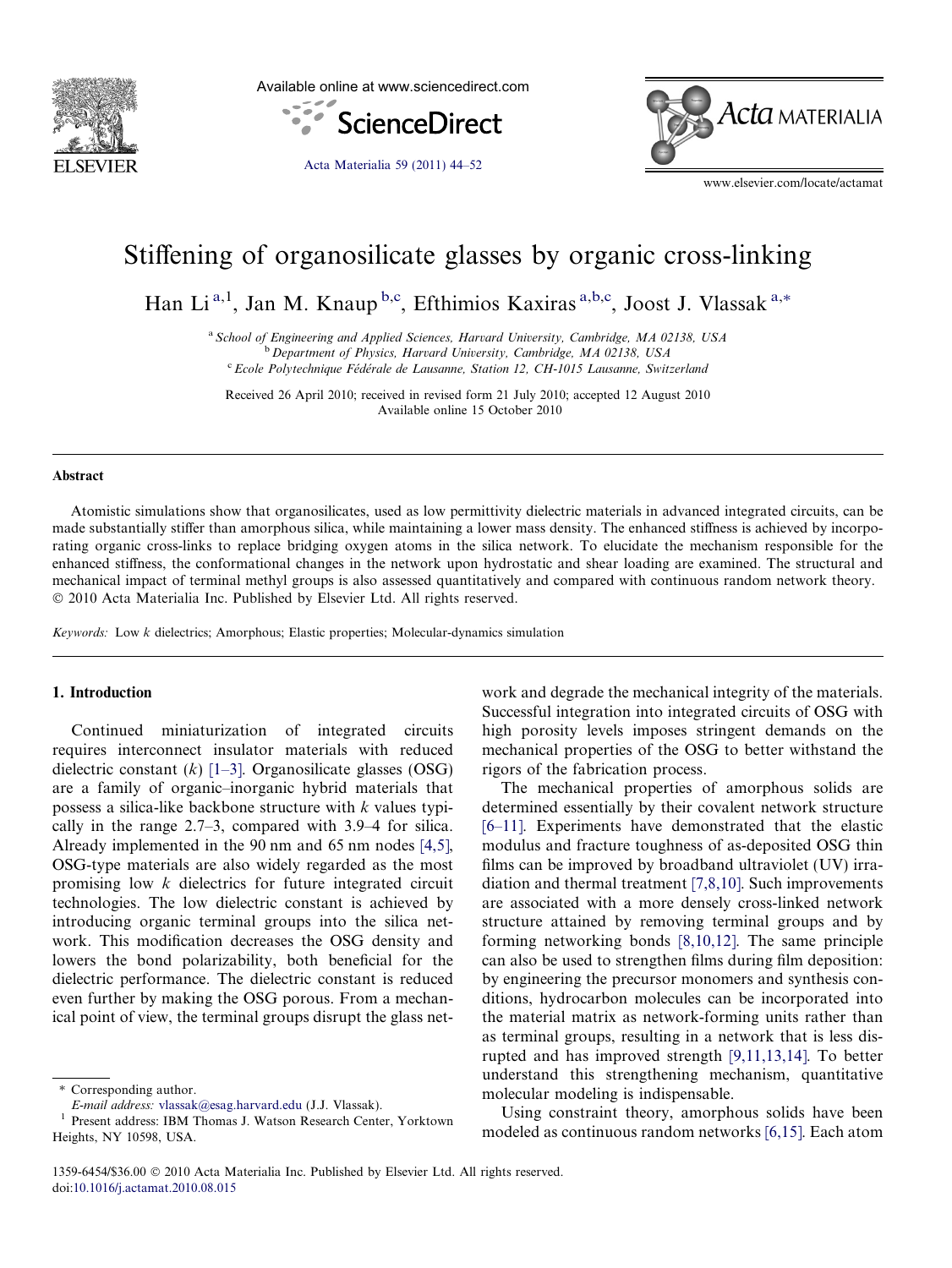# Stiffening of organosilicate glasses by organic cross-linking

Han Li [a,1], Jan M. Knaup [b,c], Efthimios Kaxiras [a,b,c], Joost J. Vlassak [a,*]

[a] School of Engineering and Applied Sciences, Harvard University, Cambridge, MA 02138, USA
[b] Department of Physics, Harvard University, Cambridge, MA 02138, USA
[c] Ecole Polytechnique Fédérale de Lausanne, Station 12, CH-1015 Lausanne, Switzerland

Received 26 April 2010; received in revised form 21 July 2010; accepted 12 August 2010
Available online 15 October 2010

## Abstract

Atomistic simulations show that organosilicates, used as low permittivity dielectric materials in advanced integrated circuits, can be made substantially stiffer than amorphous silica, while maintaining a lower mass density. The enhanced stiffness is achieved by incorporating organic cross-links to replace bridging oxygen atoms in the silica network. To elucidate the mechanism responsible for the enhanced stiffness, the conformational changes in the network upon hydrostatic and shear loading are examined. The structural and mechanical impact of terminal methyl groups is also assessed quantitatively and compared with continuous random network theory.
© 2010 Acta Materialia Inc. Published by Elsevier Ltd. All rights reserved.

*Keywords:* Low k dielectrics; Amorphous; Elastic properties; Molecular-dynamics simulation

## 1. Introduction

Continued miniaturization of integrated circuits requires interconnect insulator materials with reduced dielectric constant ($k$) [1–3]. Organosilicate glasses (OSG) are a family of organic–inorganic hybrid materials that possess a silica-like backbone structure with $k$ values typically in the range 2.7–3, compared with 3.9–4 for silica. Already implemented in the 90 nm and 65 nm nodes [4,5], OSG-type materials are also widely regarded as the most promising low $k$ dielectrics for future integrated circuit technologies. The low dielectric constant is achieved by introducing organic terminal groups into the silica network. This modification decreases the OSG density and lowers the bond polarizability, both beneficial for the dielectric performance. The dielectric constant is reduced even further by making the OSG porous. From a mechanical point of view, the terminal groups disrupt the glass network and degrade the mechanical integrity of the materials. Successful integration into integrated circuits of OSG with high porosity levels imposes stringent demands on the mechanical properties of the OSG to better withstand the rigors of the fabrication process.

The mechanical properties of amorphous solids are determined essentially by their covalent network structure [6–11]. Experiments have demonstrated that the elastic modulus and fracture toughness of as-deposited OSG thin films can be improved by broadband ultraviolet (UV) irradiation and thermal treatment [7,8,10]. Such improvements are associated with a more densely cross-linked network structure attained by removing terminal groups and by forming networking bonds [8,10,12]. The same principle can also be used to strengthen films during film deposition: by engineering the precursor monomers and synthesis conditions, hydrocarbon molecules can be incorporated into the material matrix as network-forming units rather than as terminal groups, resulting in a network that is less disrupted and has improved strength [9,11,13,14]. To better understand this strengthening mechanism, quantitative molecular modeling is indispensable.

Using constraint theory, amorphous solids have been modeled as continuous random networks [6,15]. Each atom

\* Corresponding author.
E-mail address: vlassak@esag.harvard.edu (J.J. Vlassak).
[1] Present address: IBM Thomas J. Watson Research Center, Yorktown Heights, NY 10598, USA.

1359-6454/$36.00 © 2010 Acta Materialia Inc. Published by Elsevier Ltd. All rights reserved.
doi:10.1016/j.actamat.2010.08.015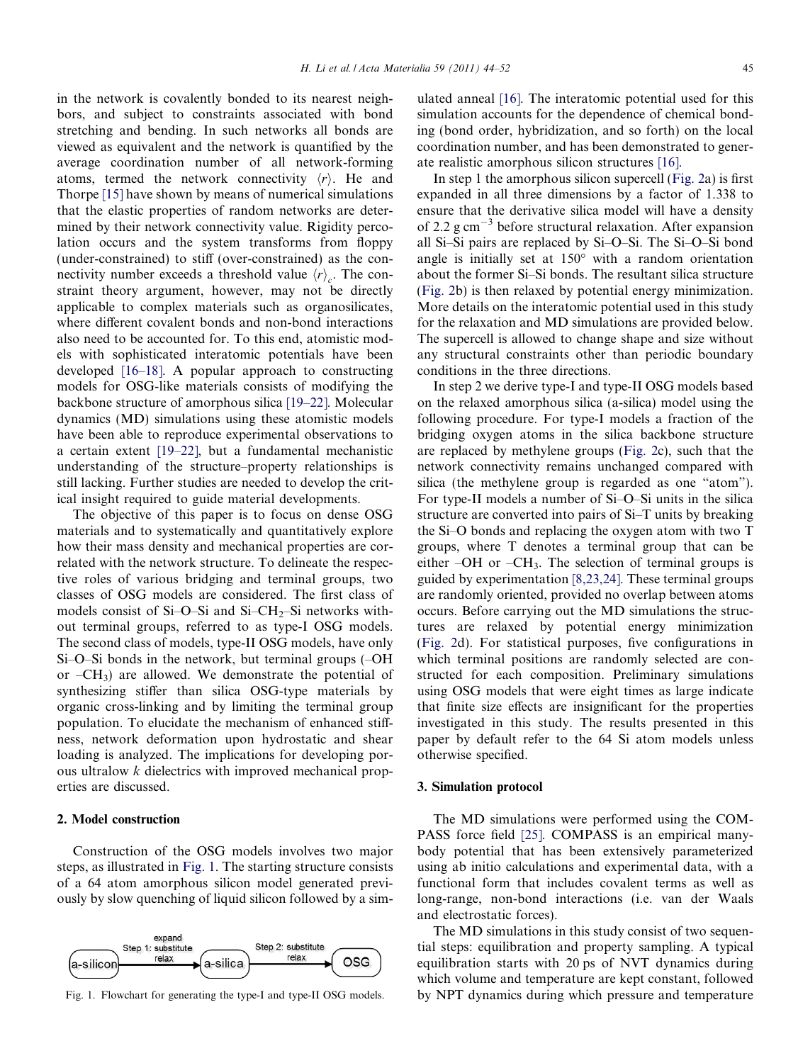in the network is covalently bonded to its nearest neighbors, and subject to constraints associated with bond stretching and bending. In such networks all bonds are viewed as equivalent and the network is quantified by the average coordination number of all network-forming atoms, termed the network connectivity $\langle r \rangle$. He and Thorpe [15] have shown by means of numerical simulations that the elastic properties of random networks are determined by their network connectivity value. Rigidity percolation occurs and the system transforms from floppy (under-constrained) to stiff (over-constrained) as the connectivity number exceeds a threshold value $\langle r \rangle_c$. The constraint theory argument, however, may not be directly applicable to complex materials such as organosilicates, where different covalent bonds and non-bond interactions also need to be accounted for. To this end, atomistic models with sophisticated interatomic potentials have been developed [16–18]. A popular approach to constructing models for OSG-like materials consists of modifying the backbone structure of amorphous silica [19–22]. Molecular dynamics (MD) simulations using these atomistic models have been able to reproduce experimental observations to a certain extent [19–22], but a fundamental mechanistic understanding of the structure–property relationships is still lacking. Further studies are needed to develop the critical insight required to guide material developments.

The objective of this paper is to focus on dense OSG materials and to systematically and quantitatively explore how their mass density and mechanical properties are correlated with the network structure. To delineate the respective roles of various bridging and terminal groups, two classes of OSG models are considered. The first class of models consist of Si–O–Si and Si–$CH_2$–Si networks without terminal groups, referred to as type-I OSG models. The second class of models, type-II OSG models, have only Si–O–Si bonds in the network, but terminal groups (–OH or –$CH_3$) are allowed. We demonstrate the potential of synthesizing stiffer than silica OSG-type materials by organic cross-linking and by limiting the terminal group population. To elucidate the mechanism of enhanced stiffness, network deformation upon hydrostatic and shear loading is analyzed. The implications for developing porous ultralow $k$ dielectrics with improved mechanical properties are discussed.

## 2. Model construction

Construction of the OSG models involves two major steps, as illustrated in Fig. 1. The starting structure consists of a 64 atom amorphous silicon model generated previously by slow quenching of liquid silicon followed by a simulated anneal [16]. The interatomic potential used for this simulation accounts for the dependence of chemical bonding (bond order, hybridization, and so forth) on the local coordination number, and has been demonstrated to generate realistic amorphous silicon structures [16].

Fig. 1. Flowchart for generating the type-I and type-II OSG models.

In step 1 the amorphous silicon supercell (Fig. 2a) is first expanded in all three dimensions by a factor of 1.338 to ensure that the derivative silica model will have a density of 2.2 g $cm^{-3}$ before structural relaxation. After expansion all Si–Si pairs are replaced by Si–O–Si. The Si–O–Si bond angle is initially set at 150° with a random orientation about the former Si–Si bonds. The resultant silica structure (Fig. 2b) is then relaxed by potential energy minimization. More details on the interatomic potential used in this study for the relaxation and MD simulations are provided below. The supercell is allowed to change shape and size without any structural constraints other than periodic boundary conditions in the three directions.

In step 2 we derive type-I and type-II OSG models based on the relaxed amorphous silica (a-silica) model using the following procedure. For type-I models a fraction of the bridging oxygen atoms in the silica backbone structure are replaced by methylene groups (Fig. 2c), such that the network connectivity remains unchanged compared with silica (the methylene group is regarded as one "atom"). For type-II models a number of Si–O–Si units in the silica structure are converted into pairs of Si–T units by breaking the Si–O bonds and replacing the oxygen atom with two T groups, where T denotes a terminal group that can be either –OH or –$CH_3$. The selection of terminal groups is guided by experimentation [8,23,24]. These terminal groups are randomly oriented, provided no overlap between atoms occurs. Before carrying out the MD simulations the structures are relaxed by potential energy minimization (Fig. 2d). For statistical purposes, five configurations in which terminal positions are randomly selected are constructed for each composition. Preliminary simulations using OSG models that were eight times as large indicate that finite size effects are insignificant for the properties investigated in this study. The results presented in this paper by default refer to the 64 Si atom models unless otherwise specified.

## 3. Simulation protocol

The MD simulations were performed using the COMPASS force field [25]. COMPASS is an empirical many-body potential that has been extensively parameterized using ab initio calculations and experimental data, with a functional form that includes covalent terms as well as long-range, non-bond interactions (i.e. van der Waals and electrostatic forces).

The MD simulations in this study consist of two sequential steps: equilibration and property sampling. A typical equilibration starts with 20 ps of NVT dynamics during which volume and temperature are kept constant, followed by NPT dynamics during which pressure and temperature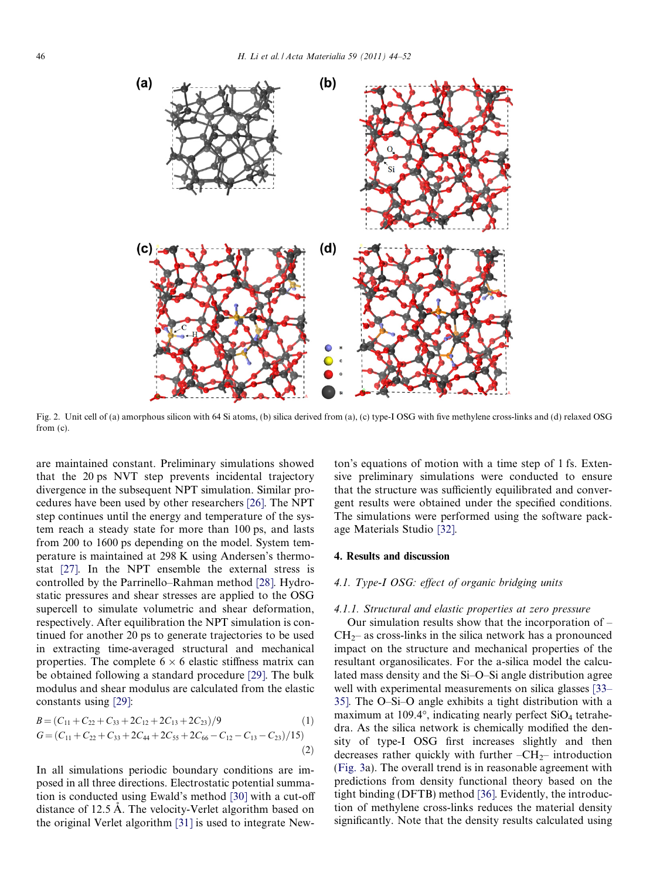Fig. 2. Unit cell of (a) amorphous silicon with 64 Si atoms, (b) silica derived from (a), (c) type-I OSG with five methylene cross-links and (d) relaxed OSG from (c).

are maintained constant. Preliminary simulations showed that the 20 ps NVT step prevents incidental trajectory divergence in the subsequent NPT simulation. Similar procedures have been used by other researchers [26]. The NPT step continues until the energy and temperature of the system reach a steady state for more than 100 ps, and lasts from 200 to 1600 ps depending on the model. System temperature is maintained at 298 K using Andersen's thermostat [27]. In the NPT ensemble the external stress is controlled by the Parrinello–Rahman method [28]. Hydrostatic pressures and shear stresses are applied to the OSG supercell to simulate volumetric and shear deformation, respectively. After equilibration the NPT simulation is continued for another 20 ps to generate trajectories to be used in extracting time-averaged structural and mechanical properties. The complete $6 \times 6$ elastic stiffness matrix can be obtained following a standard procedure [29]. The bulk modulus and shear modulus are calculated from the elastic constants using [29]:

$$B = (C_{11} + C_{22} + C_{33} + 2C_{12} + 2C_{13} + 2C_{23})/9 \quad (1)$$

$$G = (C_{11} + C_{22} + C_{33} + 2C_{44} + 2C_{55} + 2C_{66} - C_{12} - C_{13} - C_{23})/15) \quad (2)$$

In all simulations periodic boundary conditions are imposed in all three directions. Electrostatic potential summation is conducted using Ewald's method [30] with a cut-off distance of 12.5 Å. The velocity-Verlet algorithm based on the original Verlet algorithm [31] is used to integrate Newton's equations of motion with a time step of 1 fs. Extensive preliminary simulations were conducted to ensure that the structure was sufficiently equilibrated and convergent results were obtained under the specified conditions. The simulations were performed using the software package Materials Studio [32].

## 4. Results and discussion

### 4.1. Type-I OSG: effect of organic bridging units

#### 4.1.1. Structural and elastic properties at zero pressure

Our simulation results show that the incorporation of $-CH_2-$ as cross-links in the silica network has a pronounced impact on the structure and mechanical properties of the resultant organosilicates. For the a-silica model the calculated mass density and the Si–O–Si angle distribution agree well with experimental measurements on silica glasses [33–35]. The O–Si–O angle exhibits a tight distribution with a maximum at 109.4°, indicating nearly perfect $SiO_4$ tetrahedra. As the silica network is chemically modified the density of type-I OSG first increases slightly and then decreases rather quickly with further $-CH_2-$ introduction (Fig. 3a). The overall trend is in reasonable agreement with predictions from density functional theory based on the tight binding (DFTB) method [36]. Evidently, the introduction of methylene cross-links reduces the material density significantly. Note that the density results calculated using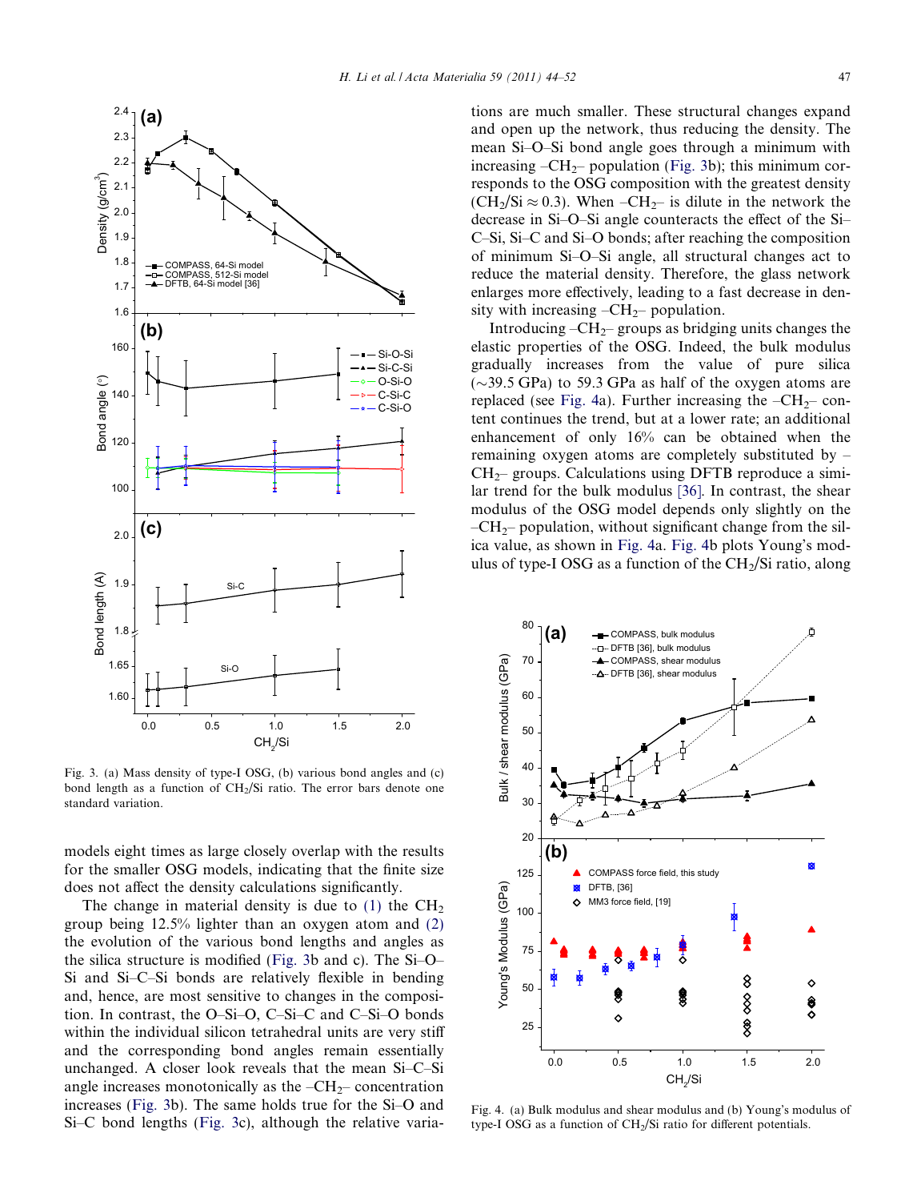Fig. 3. (a) Mass density of type-I OSG, (b) various bond angles and (c) bond length as a function of $CH_2$/Si ratio. The error bars denote one standard variation.

models eight times as large closely overlap with the results for the smaller OSG models, indicating that the finite size does not affect the density calculations significantly.

The change in material density is due to (1) the $CH_2$ group being 12.5% lighter than an oxygen atom and (2) the evolution of the various bond lengths and angles as the silica structure is modified (Fig. 3b and c). The Si–O–Si and Si–C–Si bonds are relatively flexible in bending and, hence, are most sensitive to changes in the composition. In contrast, the O–Si–O, C–Si–C and C–Si–O bonds within the individual silicon tetrahedral units are very stiff and the corresponding bond angles remain essentially unchanged. A closer look reveals that the mean Si–C–Si angle increases monotonically as the –$CH_2$– concentration increases (Fig. 3b). The same holds true for the Si–O and Si–C bond lengths (Fig. 3c), although the relative variations are much smaller. These structural changes expand and open up the network, thus reducing the density. The mean Si–O–Si bond angle goes through a minimum with increasing –$CH_2$– population (Fig. 3b); this minimum corresponds to the OSG composition with the greatest density ($CH_2/Si \approx 0.3$). When –$CH_2$– is dilute in the network the decrease in Si–O–Si angle counteracts the effect of the Si–C–Si, Si–C and Si–O bonds; after reaching the composition of minimum Si–O–Si angle, all structural changes act to reduce the material density. Therefore, the glass network enlarges more effectively, leading to a fast decrease in density with increasing –$CH_2$– population.

Introducing –$CH_2$– groups as bridging units changes the elastic properties of the OSG. Indeed, the bulk modulus gradually increases from the value of pure silica (~39.5 GPa) to 59.3 GPa as half of the oxygen atoms are replaced (see Fig. 4a). Further increasing the –$CH_2$– content continues the trend, but at a lower rate; an additional enhancement of only 16% can be obtained when the remaining oxygen atoms are completely substituted by –$CH_2$– groups. Calculations using DFTB reproduce a similar trend for the bulk modulus [36]. In contrast, the shear modulus of the OSG model depends only slightly on the –$CH_2$– population, without significant change from the silica value, as shown in Fig. 4a. Fig. 4b plots Young's modulus of type-I OSG as a function of the $CH_2$/Si ratio, along

Fig. 4. (a) Bulk modulus and shear modulus and (b) Young's modulus of type-I OSG as a function of $CH_2$/Si ratio for different potentials.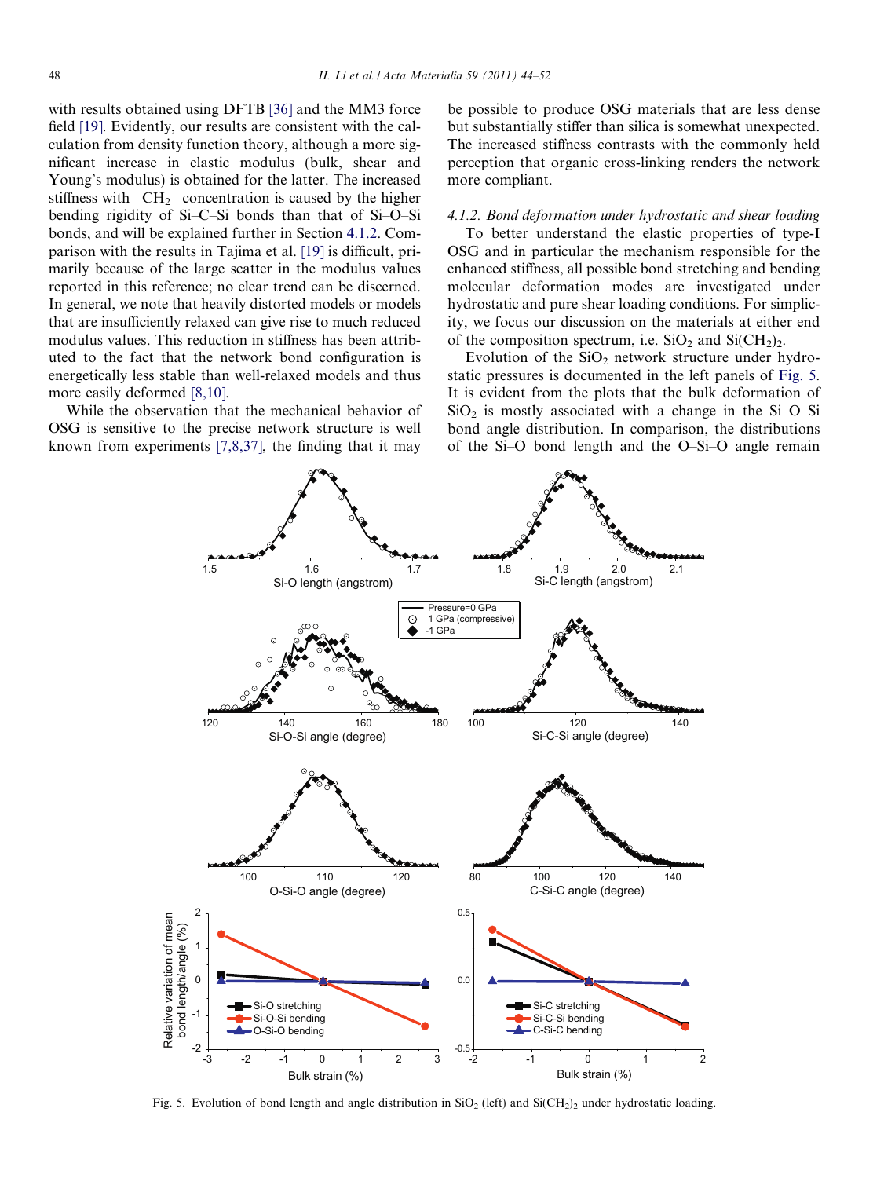with results obtained using DFTB [36] and the MM3 force field [19]. Evidently, our results are consistent with the calculation from density function theory, although a more significant increase in elastic modulus (bulk, shear and Young's modulus) is obtained for the latter. The increased stiffness with $–CH_2–$ concentration is caused by the higher bending rigidity of Si–C–Si bonds than that of Si–O–Si bonds, and will be explained further in Section 4.1.2. Comparison with the results in Tajima et al. [19] is difficult, primarily because of the large scatter in the modulus values reported in this reference; no clear trend can be discerned. In general, we note that heavily distorted models or models that are insufficiently relaxed can give rise to much reduced modulus values. This reduction in stiffness has been attributed to the fact that the network bond configuration is energetically less stable than well-relaxed models and thus more easily deformed [8,10].

While the observation that the mechanical behavior of OSG is sensitive to the precise network structure is well known from experiments [7,8,37], the finding that it may be possible to produce OSG materials that are less dense but substantially stiffer than silica is somewhat unexpected. The increased stiffness contrasts with the commonly held perception that organic cross-linking renders the network more compliant.

#### *4.1.2. Bond deformation under hydrostatic and shear loading*

To better understand the elastic properties of type-I OSG and in particular the mechanism responsible for the enhanced stiffness, all possible bond stretching and bending molecular deformation modes are investigated under hydrostatic and pure shear loading conditions. For simplicity, we focus our discussion on the materials at either end of the composition spectrum, i.e. $SiO_2$ and $Si(CH_2)_2$.

Evolution of the $SiO_2$ network structure under hydrostatic pressures is documented in the left panels of Fig. 5. It is evident from the plots that the bulk deformation of $SiO_2$ is mostly associated with a change in the Si–O–Si bond angle distribution. In comparison, the distributions of the Si–O bond length and the O–Si–O angle remain

Fig. 5. Evolution of bond length and angle distribution in $SiO_2$ (left) and $Si(CH_2)_2$ under hydrostatic loading.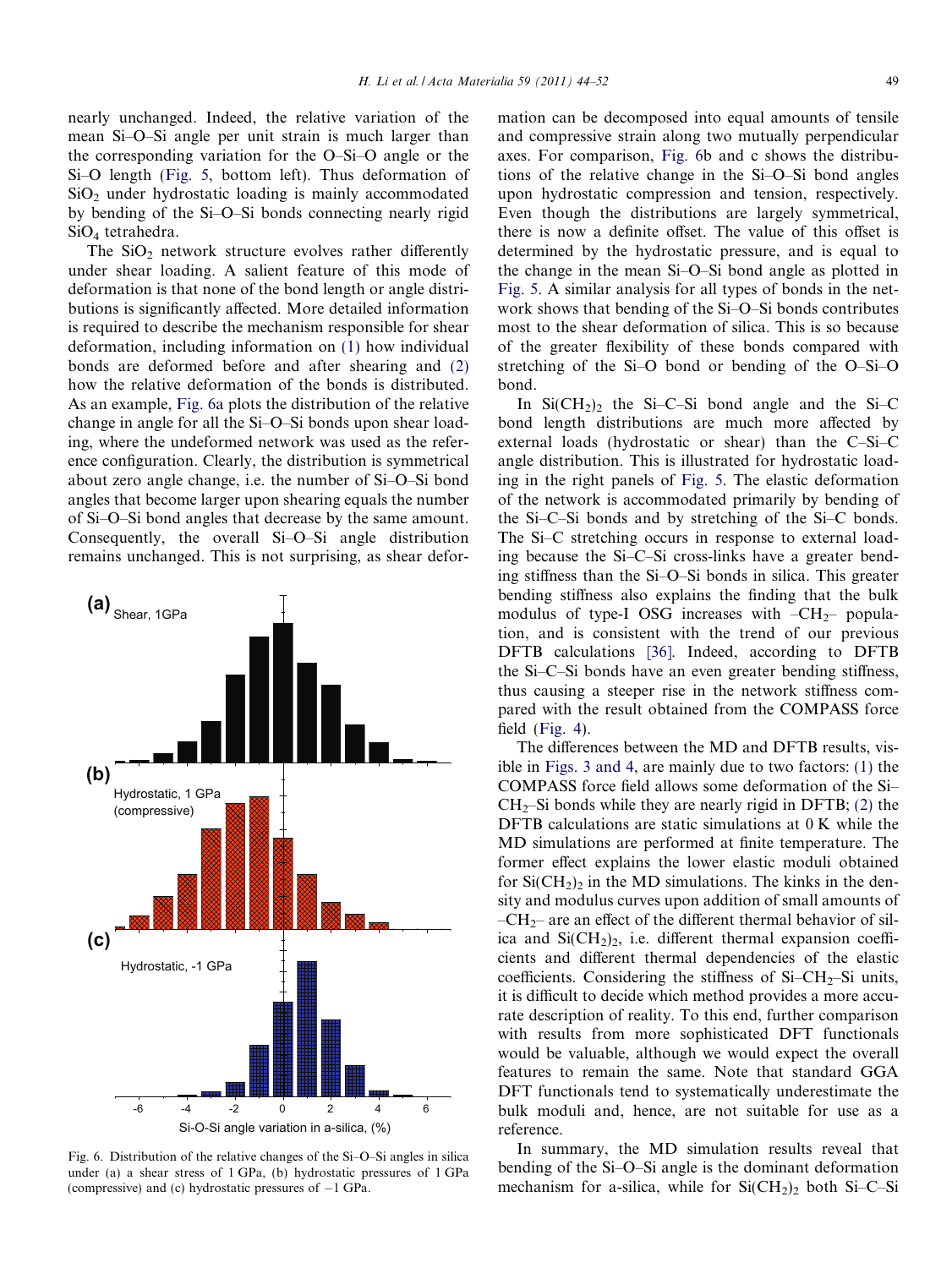nearly unchanged. Indeed, the relative variation of the mean Si–O–Si angle per unit strain is much larger than the corresponding variation for the O–Si–O angle or the Si–O length (Fig. 5, bottom left). Thus deformation of $SiO_2$ under hydrostatic loading is mainly accommodated by bending of the Si–O–Si bonds connecting nearly rigid $SiO_4$ tetrahedra.

The $SiO_2$ network structure evolves rather differently under shear loading. A salient feature of this mode of deformation is that none of the bond length or angle distributions is significantly affected. More detailed information is required to describe the mechanism responsible for shear deformation, including information on (1) how individual bonds are deformed before and after shearing and (2) how the relative deformation of the bonds is distributed. As an example, Fig. 6a plots the distribution of the relative change in angle for all the Si–O–Si bonds upon shear loading, where the undeformed network was used as the reference configuration. Clearly, the distribution is symmetrical about zero angle change, i.e. the number of Si–O–Si bond angles that become larger upon shearing equals the number of Si–O–Si bond angles that decrease by the same amount. Consequently, the overall Si–O–Si angle distribution remains unchanged. This is not surprising, as shear deformation can be decomposed into equal amounts of tensile and compressive strain along two mutually perpendicular axes. For comparison, Fig. 6b and c shows the distributions of the relative change in the Si–O–Si bond angles upon hydrostatic compression and tension, respectively. Even though the distributions are largely symmetrical, there is now a definite offset. The value of this offset is determined by the hydrostatic pressure, and is equal to the change in the mean Si–O–Si bond angle as plotted in Fig. 5. A similar analysis for all types of bonds in the network shows that bending of the Si–O–Si bonds contributes most to the shear deformation of silica. This is so because of the greater flexibility of these bonds compared with stretching of the Si–O bond or bending of the O–Si–O bond.

Fig. 6. Distribution of the relative changes of the Si–O–Si angles in silica under (a) a shear stress of 1 GPa, (b) hydrostatic pressures of 1 GPa (compressive) and (c) hydrostatic pressures of −1 GPa.

In $Si(CH_2)_2$ the Si–C–Si bond angle and the Si–C bond length distributions are much more affected by external loads (hydrostatic or shear) than the C–Si–C angle distribution. This is illustrated for hydrostatic loading in the right panels of Fig. 5. The elastic deformation of the network is accommodated primarily by bending of the Si–C–Si bonds and by stretching of the Si–C bonds. The Si–C stretching occurs in response to external loading because the Si–C–Si cross-links have a greater bending stiffness than the Si–O–Si bonds in silica. This greater bending stiffness also explains the finding that the bulk modulus of type-I OSG increases with $–CH_2–$ population, and is consistent with the trend of our previous DFTB calculations [36]. Indeed, according to DFTB the Si–C–Si bonds have an even greater bending stiffness, thus causing a steeper rise in the network stiffness compared with the result obtained from the COMPASS force field (Fig. 4).

The differences between the MD and DFTB results, visible in Figs. 3 and 4, are mainly due to two factors: (1) the COMPASS force field allows some deformation of the Si–$CH_2$–Si bonds while they are nearly rigid in DFTB; (2) the DFTB calculations are static simulations at 0 K while the MD simulations are performed at finite temperature. The former effect explains the lower elastic moduli obtained for $Si(CH_2)_2$ in the MD simulations. The kinks in the density and modulus curves upon addition of small amounts of $–CH_2–$ are an effect of the different thermal behavior of silica and $Si(CH_2)_2$, i.e. different thermal expansion coefficients and different thermal dependencies of the elastic coefficients. Considering the stiffness of Si–$CH_2$–Si units, it is difficult to decide which method provides a more accurate description of reality. To this end, further comparison with results from more sophisticated DFT functionals would be valuable, although we would expect the overall features to remain the same. Note that standard GGA DFT functionals tend to systematically underestimate the bulk moduli and, hence, are not suitable for use as a reference.

In summary, the MD simulation results reveal that bending of the Si–O–Si angle is the dominant deformation mechanism for a-silica, while for $Si(CH_2)_2$ both Si–C–Si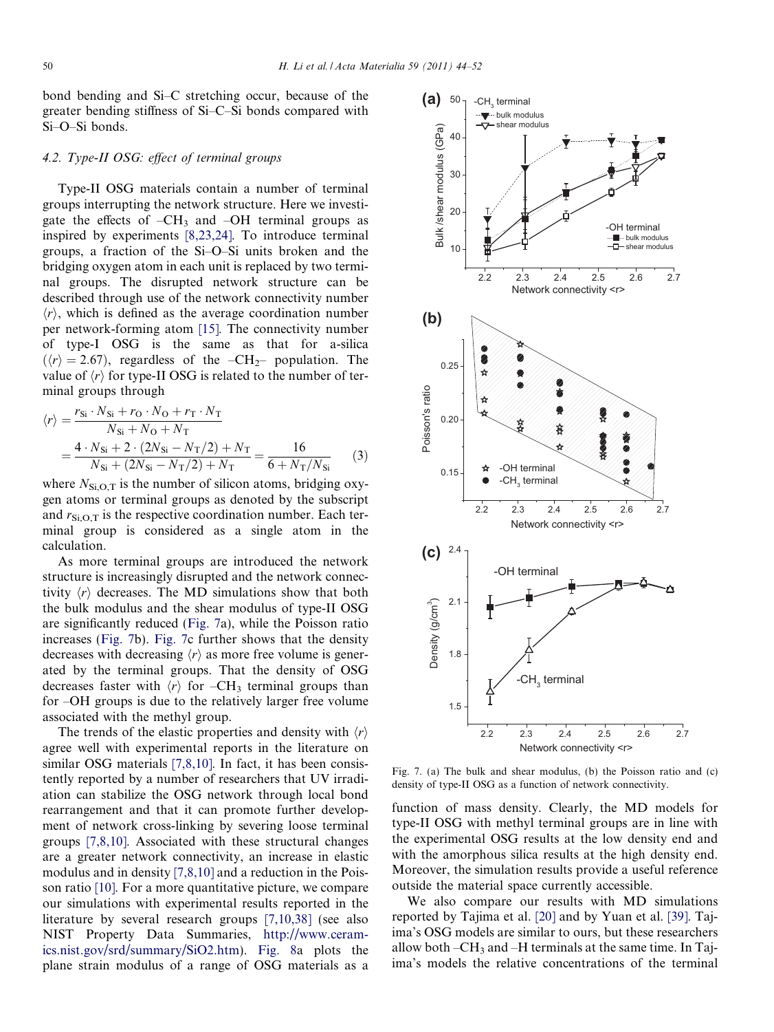bond bending and Si–C stretching occur, because of the greater bending stiffness of Si–C–Si bonds compared with Si–O–Si bonds.

### 4.2. Type-II OSG: effect of terminal groups

Type-II OSG materials contain a number of terminal groups interrupting the network structure. Here we investigate the effects of $–CH_3$ and –OH terminal groups as inspired by experiments [8,23,24]. To introduce terminal groups, a fraction of the Si–O–Si units broken and the bridging oxygen atom in each unit is replaced by two terminal groups. The disrupted network structure can be described through use of the network connectivity number $\langle r \rangle$, which is defined as the average coordination number per network-forming atom [15]. The connectivity number of type-I OSG is the same as that for a-silica ($\langle r \rangle = 2.67$), regardless of the $–CH_2–$ population. The value of $\langle r \rangle$ for type-II OSG is related to the number of terminal groups through

$$\langle r \rangle = \frac{r_{Si} \cdot N_{Si} + r_O \cdot N_O + r_T \cdot N_T}{N_{Si} + N_O + N_T} = \frac{4 \cdot N_{Si} + 2 \cdot (2N_{Si} - N_T/2) + N_T}{N_{Si} + (2N_{Si} - N_T/2) + N_T} = \frac{16}{6 + N_T/N_{Si}} \quad (3)$$

where $N_{Si,O,T}$ is the number of silicon atoms, bridging oxygen atoms or terminal groups as denoted by the subscript and $r_{Si,O,T}$ is the respective coordination number. Each terminal group is considered as a single atom in the calculation.

As more terminal groups are introduced the network structure is increasingly disrupted and the network connectivity $\langle r \rangle$ decreases. The MD simulations show that both the bulk modulus and the shear modulus of type-II OSG are significantly reduced (Fig. 7a), while the Poisson ratio increases (Fig. 7b). Fig. 7c further shows that the density decreases with decreasing $\langle r \rangle$ as more free volume is generated by the terminal groups. That the density of OSG decreases faster with $\langle r \rangle$ for $–CH_3$ terminal groups than for –OH groups is due to the relatively larger free volume associated with the methyl group.

The trends of the elastic properties and density with $\langle r \rangle$ agree well with experimental reports in the literature on similar OSG materials [7,8,10]. In fact, it has been consistently reported by a number of researchers that UV irradiation can stabilize the OSG network through local bond rearrangement and that it can promote further development of network cross-linking by severing loose terminal groups [7,8,10]. Associated with these structural changes are a greater network connectivity, an increase in elastic modulus and in density [7,8,10] and a reduction in the Poisson ratio [10]. For a more quantitative picture, we compare our simulations with experimental results reported in the literature by several research groups [7,10,38] (see also NIST Property Data Summaries, http://www.ceramics.nist.gov/srd/summary/SiO2.htm). Fig. 8a plots the plane strain modulus of a range of OSG materials as a function of mass density. Clearly, the MD models for type-II OSG with methyl terminal groups are in line with the experimental OSG results at the low density end and with the amorphous silica results at the high density end. Moreover, the simulation results provide a useful reference outside the material space currently accessible.

Fig. 7. (a) The bulk and shear modulus, (b) the Poisson ratio and (c) density of type-II OSG as a function of network connectivity.

We also compare our results with MD simulations reported by Tajima et al. [20] and by Yuan et al. [39]. Tajima's OSG models are similar to ours, but these researchers allow both $–CH_3$ and –H terminals at the same time. In Tajima's models the relative concentrations of the terminal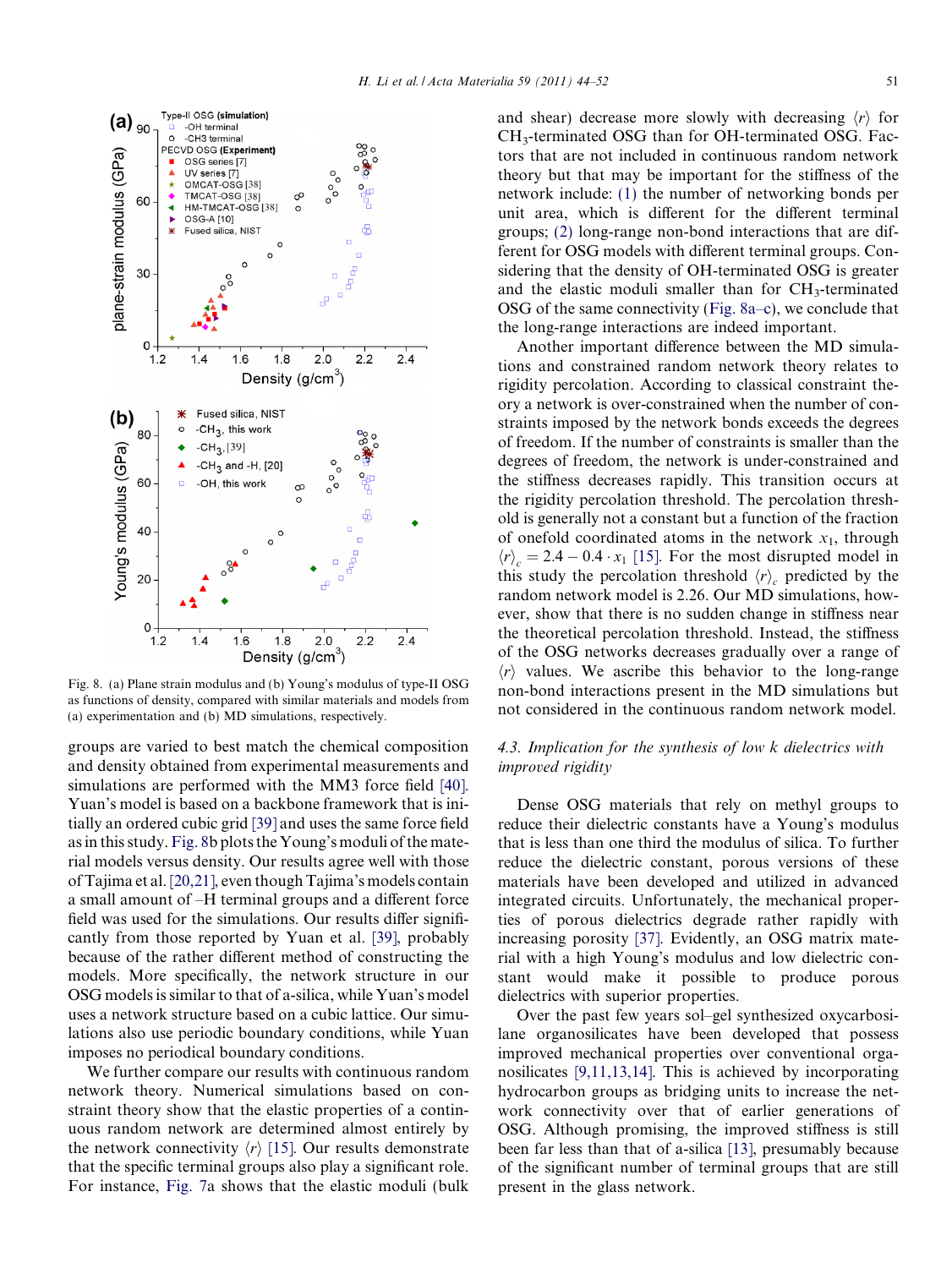Fig. 8. (a) Plane strain modulus and (b) Young's modulus of type-II OSG as functions of density, compared with similar materials and models from (a) experimentation and (b) MD simulations, respectively.

groups are varied to best match the chemical composition and density obtained from experimental measurements and simulations are performed with the MM3 force field [40]. Yuan's model is based on a backbone framework that is initially an ordered cubic grid [39] and uses the same force field as in this study. Fig. 8b plots the Young's moduli of the material models versus density. Our results agree well with those of Tajima et al. [20,21], even though Tajima's models contain a small amount of –H terminal groups and a different force field was used for the simulations. Our results differ significantly from those reported by Yuan et al. [39], probably because of the rather different method of constructing the models. More specifically, the network structure in our OSG models is similar to that of a-silica, while Yuan's model uses a network structure based on a cubic lattice. Our simulations also use periodic boundary conditions, while Yuan imposes no periodical boundary conditions.

We further compare our results with continuous random network theory. Numerical simulations based on constraint theory show that the elastic properties of a continuous random network are determined almost entirely by the network connectivity $\langle r \rangle$ [15]. Our results demonstrate that the specific terminal groups also play a significant role. For instance, Fig. 7a shows that the elastic moduli (bulk and shear) decrease more slowly with decreasing $\langle r \rangle$ for $CH_3$-terminated OSG than for OH-terminated OSG. Factors that are not included in continuous random network theory but that may be important for the stiffness of the network include: (1) the number of networking bonds per unit area, which is different for the different terminal groups; (2) long-range non-bond interactions that are different for OSG models with different terminal groups. Considering that the density of OH-terminated OSG is greater and the elastic moduli smaller than for $CH_3$-terminated OSG of the same connectivity (Fig. 8a–c), we conclude that the long-range interactions are indeed important.

Another important difference between the MD simulations and constrained random network theory relates to rigidity percolation. According to classical constraint theory a network is over-constrained when the number of constraints imposed by the network bonds exceeds the degrees of freedom. If the number of constraints is smaller than the degrees of freedom, the network is under-constrained and the stiffness decreases rapidly. This transition occurs at the rigidity percolation threshold. The percolation threshold is generally not a constant but a function of the fraction of onefold coordinated atoms in the network $x_1$, through $\langle r \rangle_c = 2.4 - 0.4 \cdot x_1$ [15]. For the most disrupted model in this study the percolation threshold $\langle r \rangle_c$ predicted by the random network model is 2.26. Our MD simulations, however, show that there is no sudden change in stiffness near the theoretical percolation threshold. Instead, the stiffness of the OSG networks decreases gradually over a range of $\langle r \rangle$ values. We ascribe this behavior to the long-range non-bond interactions present in the MD simulations but not considered in the continuous random network model.

### 4.3. Implication for the synthesis of low k dielectrics with improved rigidity

Dense OSG materials that rely on methyl groups to reduce their dielectric constants have a Young's modulus that is less than one third the modulus of silica. To further reduce the dielectric constant, porous versions of these materials have been developed and utilized in advanced integrated circuits. Unfortunately, the mechanical properties of porous dielectrics degrade rather rapidly with increasing porosity [37]. Evidently, an OSG matrix material with a high Young's modulus and low dielectric constant would make it possible to produce porous dielectrics with superior properties.

Over the past few years sol–gel synthesized oxycarbosilane organosilicates have been developed that possess improved mechanical properties over conventional organosilicates [9,11,13,14]. This is achieved by incorporating hydrocarbon groups as bridging units to increase the network connectivity over that of earlier generations of OSG. Although promising, the improved stiffness is still been far less than that of a-silica [13], presumably because of the significant number of terminal groups that are still present in the glass network.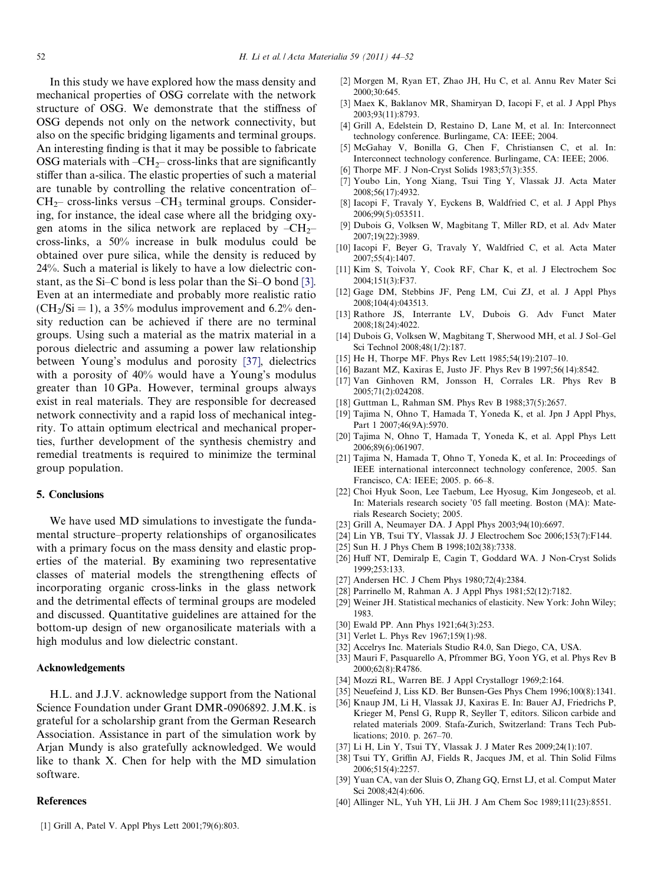In this study we have explored how the mass density and mechanical properties of OSG correlate with the network structure of OSG. We demonstrate that the stiffness of OSG depends not only on the network connectivity, but also on the specific bridging ligaments and terminal groups. An interesting finding is that it may be possible to fabricate OSG materials with $–CH_2–$ cross-links that are significantly stiffer than a-silica. The elastic properties of such a material are tunable by controlling the relative concentration of $–CH_2–$ cross-links versus $–CH_3$ terminal groups. Considering, for instance, the ideal case where all the bridging oxygen atoms in the silica network are replaced by $–CH_2–$ cross-links, a 50% increase in bulk modulus could be obtained over pure silica, while the density is reduced by 24%. Such a material is likely to have a low dielectric constant, as the Si–C bond is less polar than the Si–O bond [3]. Even at an intermediate and probably more realistic ratio ($CH_2/Si = 1$), a 35% modulus improvement and 6.2% density reduction can be achieved if there are no terminal groups. Using such a material as the matrix material in a porous dielectric and assuming a power law relationship between Young's modulus and porosity [37], dielectrics with a porosity of 40% would have a Young's modulus greater than 10 GPa. However, terminal groups always exist in real materials. They are responsible for decreased network connectivity and a rapid loss of mechanical integrity. To attain optimum electrical and mechanical properties, further development of the synthesis chemistry and remedial treatments is required to minimize the terminal group population.

## 5. Conclusions

We have used MD simulations to investigate the fundamental structure–property relationships of organosilicates with a primary focus on the mass density and elastic properties of the material. By examining two representative classes of material models the strengthening effects of incorporating organic cross-links in the glass network and the detrimental effects of terminal groups are modeled and discussed. Quantitative guidelines are attained for the bottom-up design of new organosilicate materials with a high modulus and low dielectric constant.

## Acknowledgements

H.L. and J.J.V. acknowledge support from the National Science Foundation under Grant DMR-0906892. J.M.K. is grateful for a scholarship grant from the German Research Association. Assistance in part of the simulation work by Arjan Mundy is also gratefully acknowledged. We would like to thank X. Chen for help with the MD simulation software.

## References

[1] Grill A, Patel V. Appl Phys Lett 2001;79(6):803.

[2] Morgen M, Ryan ET, Zhao JH, Hu C, et al. Annu Rev Mater Sci 2000;30:645.

[3] Maex K, Baklanov MR, Shamiryan D, Iacopi F, et al. J Appl Phys 2003;93(11):8793.

[4] Grill A, Edelstein D, Restaino D, Lane M, et al. In: Interconnect technology conference. Burlingame, CA: IEEE; 2004.

[5] McGahay V, Bonilla G, Chen F, Christiansen C, et al. In: Interconnect technology conference. Burlingame, CA: IEEE; 2006.

[6] Thorpe MF. J Non-Cryst Solids 1983;57(3):355.

[7] Youbo Lin, Yong Xiang, Tsui Ting Y, Vlassak JJ. Acta Mater 2008;56(17):4932.

[8] Iacopi F, Travaly Y, Eyckens B, Waldfried C, et al. J Appl Phys 2006;99(5):053511.

[9] Dubois G, Volksen W, Magbitang T, Miller RD, et al. Adv Mater 2007;19(22):3989.

[10] Iacopi F, Beyer G, Travaly Y, Waldfried C, et al. Acta Mater 2007;55(4):1407.

[11] Kim S, Toivola Y, Cook RF, Char K, et al. J Electrochem Soc 2004;151(3):F37.

[12] Gage DM, Stebbins JF, Peng LM, Cui ZJ, et al. J Appl Phys 2008;104(4):043513.

[13] Rathore JS, Interrante LV, Dubois G. Adv Funct Mater 2008;18(24):4022.

[14] Dubois G, Volksen W, Magbitang T, Sherwood MH, et al. J Sol–Gel Sci Technol 2008;48(1/2):187.

[15] He H, Thorpe MF. Phys Rev Lett 1985;54(19):2107–10.

[16] Bazant MZ, Kaxiras E, Justo JF. Phys Rev B 1997;56(14):8542.

[17] Van Ginhoven RM, Jonsson H, Corrales LR. Phys Rev B 2005;71(2):024208.

[18] Guttman L, Rahman SM. Phys Rev B 1988;37(5):2657.

[19] Tajima N, Ohno T, Hamada T, Yoneda K, et al. Jpn J Appl Phys, Part 1 2007;46(9A):5970.

[20] Tajima N, Ohno T, Hamada T, Yoneda K, et al. Appl Phys Lett 2006;89(6):061907.

[21] Tajima N, Hamada T, Ohno T, Yoneda K, et al. In: Proceedings of IEEE international interconnect technology conference, 2005. San Francisco, CA: IEEE; 2005. p. 66–8.

[22] Choi Hyuk Soon, Lee Taebum, Lee Hyosug, Kim Jongeseob, et al. In: Materials research society '05 fall meeting. Boston (MA): Materials Research Society; 2005.

[23] Grill A, Neumayer DA. J Appl Phys 2003;94(10):6697.

[24] Lin YB, Tsui TY, Vlassak JJ. J Electrochem Soc 2006;153(7):F144.

[25] Sun H. J Phys Chem B 1998;102(38):7338.

[26] Huff NT, Demiralp E, Cagin T, Goddard WA. J Non-Cryst Solids 1999;253:133.

[27] Andersen HC. J Chem Phys 1980;72(4):2384.

[28] Parrinello M, Rahman A. J Appl Phys 1981;52(12):7182.

[29] Weiner JH. Statistical mechanics of elasticity. New York: John Wiley; 1983.

[30] Ewald PP. Ann Phys 1921;64(3):253.

[31] Verlet L. Phys Rev 1967;159(1):98.

[32] Accelrys Inc. Materials Studio R4.0, San Diego, CA, USA.

[33] Mauri F, Pasquarello A, Pfrommer BG, Yoon YG, et al. Phys Rev B 2000;62(8):R4786.

[34] Mozzi RL, Warren BE. J Appl Crystallogr 1969;2:164.

[35] Neuefeind J, Liss KD. Ber Bunsen-Ges Phys Chem 1996;100(8):1341.

[36] Knaup JM, Li H, Vlassak JJ, Kaxiras E. In: Bauer AJ, Friedrichs P, Krieger M, Pensl G, Rupp R, Seyller T, editors. Silicon carbide and related materials 2009. Stafa-Zurich, Switzerland: Trans Tech Publications; 2010. p. 267–70.

[37] Li H, Lin Y, Tsui TY, Vlassak J. J Mater Res 2009;24(1):107.

[38] Tsui TY, Griffin AJ, Fields R, Jacques JM, et al. Thin Solid Films 2006;515(4):2257.

[39] Yuan CA, van der Sluis O, Zhang GQ, Ernst LJ, et al. Comput Mater Sci 2008;42(4):606.

[40] Allinger NL, Yuh YH, Lii JH. J Am Chem Soc 1989;111(23):8551.